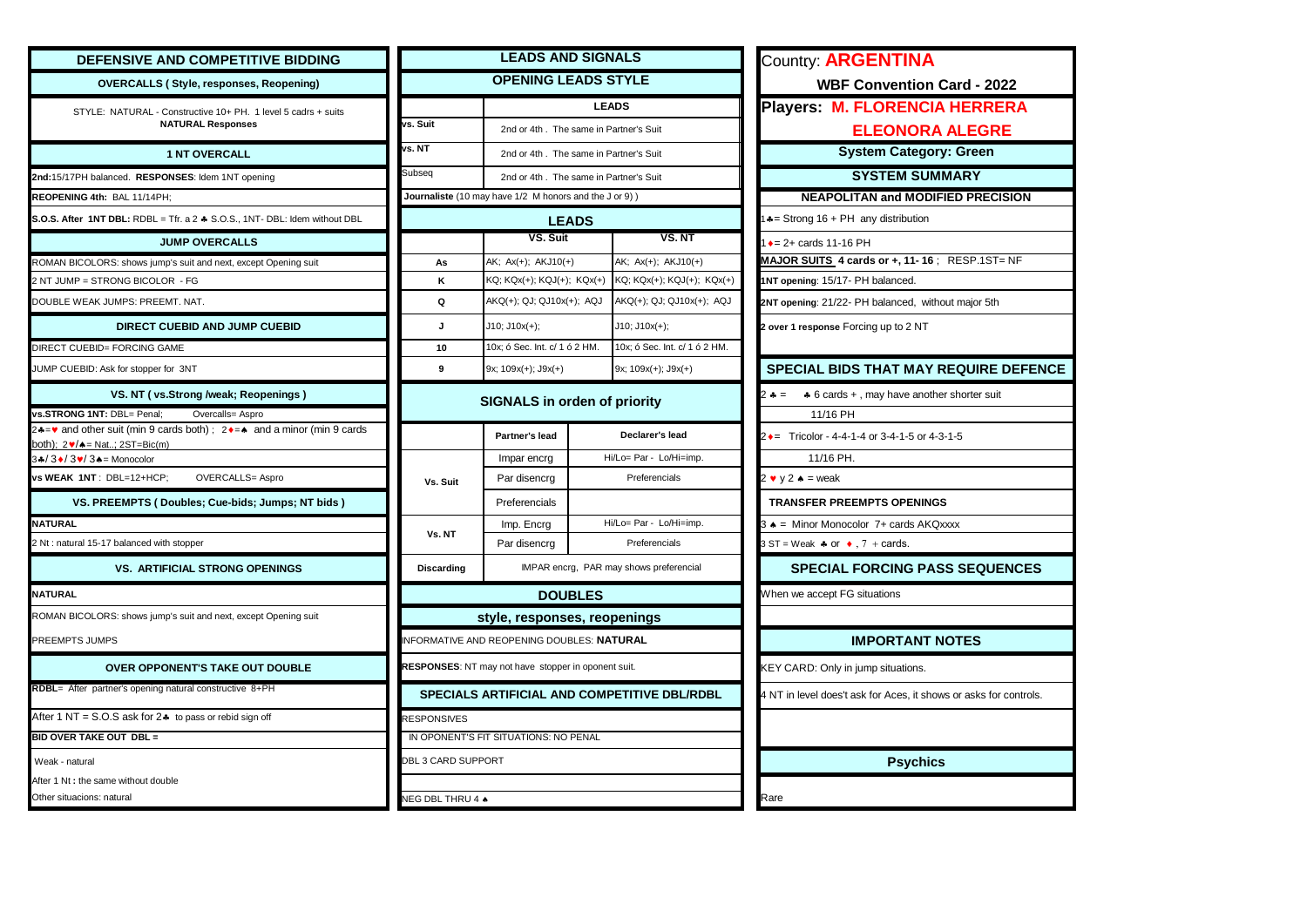# DEFENSIVE AND COMPETITIVE BIDDING

## OVERCALLS ( Style, responses, Reopening)

STYLE: NATURAL - Constructive 10+ PH. 1 level 5 cadrs + suits
**NATURAL Responses**

## 1 NT OVERCALL

**2nd**:15/17PH balanced. **RESPONSES**: Idem 1NT opening

**REOPENING 4th**: BAL 11/14PH;

**S.O.S. After 1NT DBL:** RDBL = Tfr. a 2 ♣ S.O.S., 1NT- DBL: Idem without DBL

## JUMP OVERCALLS

ROMAN BICOLORS: shows jump's suit and next, except Opening suit

2 NT JUMP = STRONG BICOLOR - FG

DOUBLE WEAK JUMPS: PREEMT. NAT.

## DIRECT CUEBID AND JUMP CUEBID

DIRECT CUEBID= FORCING GAME

JUMP CUEBID: Ask for stopper for 3NT

## VS. NT ( vs.Strong /weak; Reopenings )

**vs.STRONG 1NT:** DBL= Penal; Overcalls= Aspro

2♣=♥ and other suit (min 9 cards both) ; 2♦=♠ and a minor (min 9 cards both); 2♥/♠= Nat..; 2ST=Bic(m)

3♣/ 3♦/ 3♥/ 3♠= Monocolor

**vs WEAK 1NT** : DBL=12+HCP; OVERCALLS= Aspro

## VS. PREEMPTS ( Doubles; Cue-bids; Jumps; NT bids )

**NATURAL**

2 Nt : natural 15-17 balanced with stopper

## VS. ARTIFICIAL STRONG OPENINGS

**NATURAL**

ROMAN BICOLORS: shows jump's suit and next, except Opening suit

PREEMPTS JUMPS

## OVER OPPONENT'S TAKE OUT DOUBLE

**RDBL**= After partner's opening natural constructive 8+PH

After 1 NT = S.O.S ask for 2♣ to pass or rebid sign off

**BID OVER TAKE OUT DBL =**

Weak - natural

After 1 Nt **:** the same without double

Other situacions: natural

# LEADS AND SIGNALS

## OPENING LEADS STYLE

| | LEADS |
|---|---|
| vs. Suit | 2nd or 4th . The same in Partner's Suit |
| vs. NT | 2nd or 4th . The same in Partner's Suit |
| Subseq | 2nd or 4th . The same in Partner's Suit |

**Journaliste** (10 may have 1/2 M honors and the J or 9) )

## LEADS

| | VS. Suit | VS. NT |
|---|---|---|
| As | AK; Ax(+); AKJ10(+) | AK; Ax(+); AKJ10(+) |
| K | KQ; KQx(+); KQJ(+); KQx(+) | KQ; KQx(+); KQJ(+); KQx(+) |
| Q | AKQ(+); QJ; QJ10x(+); AQJ | AKQ(+); QJ; QJ10x(+); AQJ |
| J | J10; J10x(+); | J10; J10x(+); |
| 10 | 10x; ó Sec. Int. c/ 1 ó 2 HM. | 10x; ó Sec. Int. c/ 1 ó 2 HM. |
| 9 | 9x; 109x(+); J9x(+) | 9x; 109x(+); J9x(+) |

## SIGNALS in order of priority

| | Partner's lead | Declarer's lead |
|---|---|---|
| Vs. Suit | Impar encrg | Hi/Lo= Par - Lo/Hi=imp. |
| | Par disencrg | Preferencials |
| | Preferencials | |
| Vs. NT | Imp. Encrg | Hi/Lo= Par - Lo/Hi=imp. |
| | Par disencrg | Preferencials |
| Discarding | IMPAR encrg, PAR may shows preferencial | |

## DOUBLES

### style, responses, reopenings

INFORMATIVE AND REOPENING DOUBLES: **NATURAL**

**RESPONSES**: NT may not have stopper in oponent suit.

### SPECIALS ARTIFICIAL AND COMPETITIVE DBL/RDBL

RESPONSIVES

IN OPONENT'S FIT SITUATIONS: NO PENAL

DBL 3 CARD SUPPORT

NEG DBL THRU 4 ♠

# Country: ARGENTINA

## WBF Convention Card - 2022

## Players: M. FLORENCIA HERRERA
## ELEONORA ALEGRE

### System Category: Green

## SYSTEM SUMMARY

**NEAPOLITAN and MODIFIED PRECISION**

1♣= Strong 16 + PH any distribution

1♦= 2+ cards 11-16 PH

**MAJOR SUITS 4 cards or +, 11- 16** ; RESP.1ST= NF

**1NT opening**: 15/17- PH balanced.

**2NT opening**: 21/22- PH balanced, without major 5th

**2 over 1 response** Forcing up to 2 NT

## SPECIAL BIDS THAT MAY REQUIRE DEFENCE

2 ♣ = ♣ 6 cards + , may have another shorter suit
11/16 PH

2♦= Tricolor - 4-4-1-4 or 3-4-1-5 or 4-3-1-5
11/16 PH.

2 ♥ y 2 ♠ = weak

**TRANSFER PREEMPTS OPENINGS**

3 ♠ = Minor Monocolor 7+ cards AKQxxxx

3 ST = Weak ♣ or ♦ , 7 + cards.

## SPECIAL FORCING PASS SEQUENCES

When we accept FG situations

## IMPORTANT NOTES

KEY CARD: Only in jump situations.

4 NT in level does't ask for Aces, it shows or asks for controls.

## Psychics

Rare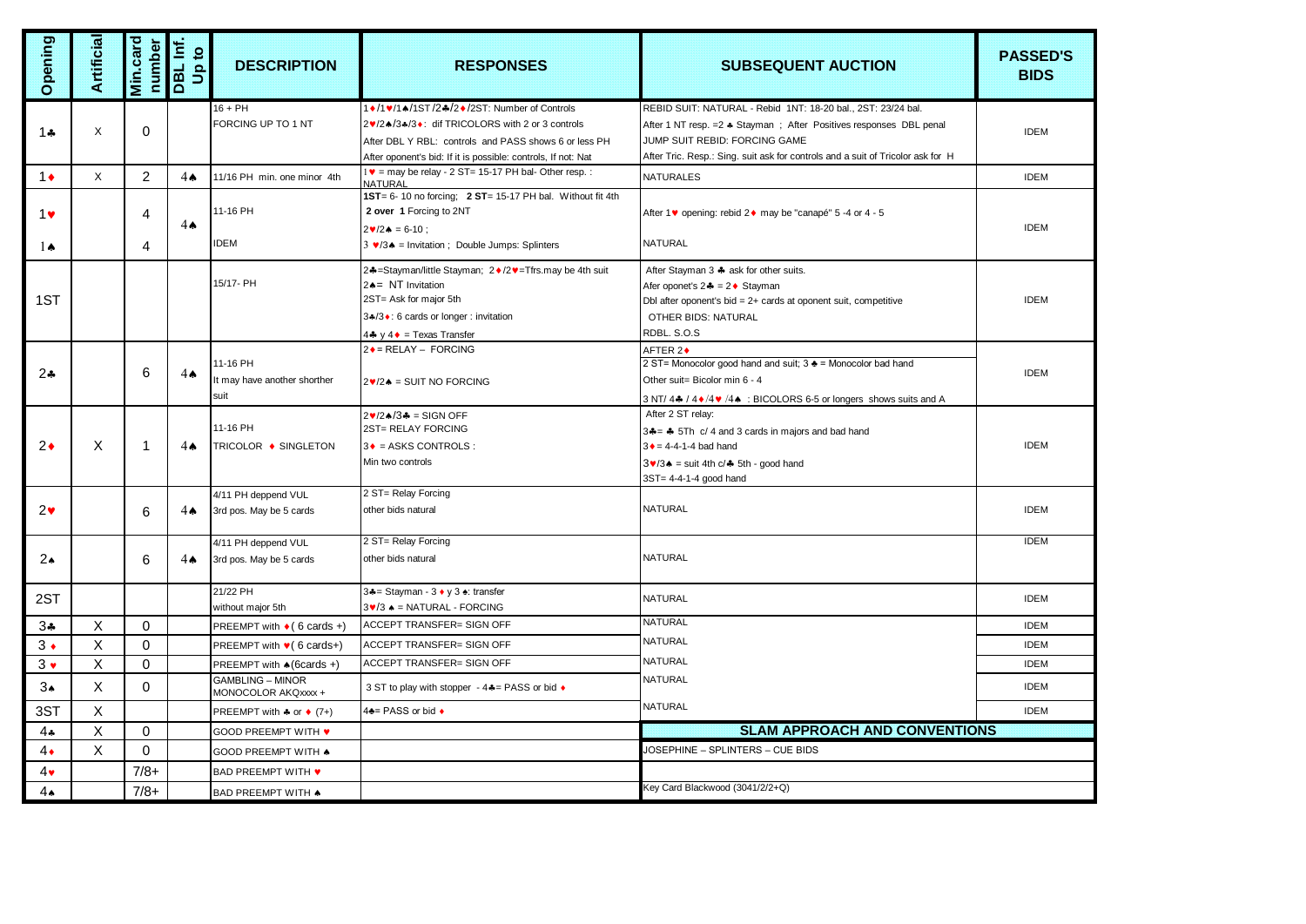| Opening | Artificial | Min.card number | DBL Inf. Up to | DESCRIPTION | RESPONSES | SUBSEQUENT AUCTION | PASSED'S BIDS |
|---|---|---|---|---|---|---|---|
| 1♣ | X | 0 | | 16 + PH<br>FORCING UP TO 1 NT | 1♦/1♥/1♠/1ST /2♣/2♦/2ST: Number of Controls<br>2♥/2♠/3♣/3♦: dif TRICOLORS with 2 or 3 controls<br>After DBL Y RBL: controls and PASS shows 6 or less PH<br>After oponent's bid: If it is possible: controls, If not: Nat | REBID SUIT: NATURAL - Rebid 1NT: 18-20 bal., 2ST: 23/24 bal.<br>After 1 NT resp. =2 ♣ Stayman ; After Positives responses DBL penal<br>JUMP SUIT REBID: FORCING GAME<br>After Tric. Resp.: Sing. suit ask for controls and a suit of Tricolor ask for H | IDEM |
| 1♦ | X | 2 | 4♠ | 11/16 PH min. one minor 4th | 1♥ = may be relay - 2 ST= 15-17 PH bal- Other resp. : NATURAL | NATURALES | IDEM |
| 1♥ | | 4 | 4♠ | 11-16 PH | 1ST= 6- 10 no forcing; 2 ST= 15-17 PH bal. Without fit 4th<br>2 over 1 Forcing to 2NT<br>2♥/2♠ = 6-10 ;<br>3 ♥/3♠ = Invitation ; Double Jumps: Splinters | After 1♥ opening: rebid 2♦ may be "canapé" 5 -4 or 4 - 5 | IDEM |
| 1♠ | | 4 | | IDEM | | NATURAL | |
| 1ST | | | | 15/17- PH | 2♣=Stayman/little Stayman; 2♦/2♥=Tfrs.may be 4th suit<br>2♠= NT Invitation<br>2ST= Ask for major 5th<br>3♣/3♦: 6 cards or longer : invitation<br>4♣ y 4♦ = Texas Transfer | After Stayman 3 ♣ ask for other suits.<br>Afer oponet's 2♣ = 2♦ Stayman<br>Dbl after opponent's bid = 2+ cards at oponent suit, competitive<br>OTHER BIDS: NATURAL<br>RDBL. S.O.S | IDEM |
| 2♣ | | 6 | 4♠ | 11-16 PH<br>It may have another shorther suit | 2♦= RELAY – FORCING<br>2♥/2♠ = SUIT NO FORCING | AFTER 2♦<br>2 ST= Monocolor good hand and suit; 3 ♣ = Monocolor bad hand<br>Other suit= Bicolor min 6 - 4<br>3 NT/ 4♣ / 4♦/4♥ /4♠ : BICOLORS 6-5 or longers shows suits and A | IDEM |
| 2♦ | X | 1 | 4♠ | 11-16 PH<br>TRICOLOR ♦ SINGLETON | 2♥/2♠/3♣ = SIGN OFF<br>2ST= RELAY FORCING<br>3♦ = ASKS CONTROLS :<br>Min two controls | After 2 ST relay:<br>3♣= ♣ 5Th c/ 4 and 3 cards in majors and bad hand<br>3♦= 4-4-1-4 bad hand<br>3♥/3♠ = suit 4th c/♣ 5th - good hand<br>3ST= 4-4-1-4 good hand | IDEM |
| 2♥ | | 6 | 4♠ | 4/11 PH deppend VUL<br>3rd pos. May be 5 cards | 2 ST= Relay Forcing<br>other bids natural | NATURAL | IDEM |
| 2♠ | | 6 | 4♠ | 4/11 PH deppend VUL<br>3rd pos. May be 5 cards | 2 ST= Relay Forcing<br>other bids natural | NATURAL | IDEM |
| 2ST | | | | 21/22 PH<br>without major 5th | 3♣= Stayman - 3 ♦ y 3 ♠: transfer<br>3♥/3 ♠ = NATURAL - FORCING | NATURAL | IDEM |
| 3♣ | X | 0 | | PREEMPT with ♦( 6 cards +) | ACCEPT TRANSFER= SIGN OFF | NATURAL | IDEM |
| 3♦ | X | 0 | | PREEMPT with ♥( 6 cards+) | ACCEPT TRANSFER= SIGN OFF | NATURAL | IDEM |
| 3♥ | X | 0 | | PREEMPT with ♠(6cards +) | ACCEPT TRANSFER= SIGN OFF | NATURAL | IDEM |
| 3♠ | X | 0 | | GAMBLING – MINOR MONOCOLOR AKQxxxx + | 3 ST to play with stopper - 4♣= PASS or bid ♦ | NATURAL | IDEM |
| 3ST | X | | | PREEMPT with ♣ or ♦ (7+) | 4♣= PASS or bid ♦ | NATURAL | IDEM |
| 4♣ | X | 0 | | GOOD PREEMPT WITH ♥ | | **SLAM APPROACH AND CONVENTIONS** | |
| 4♦ | X | 0 | | GOOD PREEMPT WITH ♠ | | JOSEPHINE – SPLINTERS – CUE BIDS | |
| 4♥ | | 7/8+ | | BAD PREEMPT WITH ♥ | | | |
| 4♠ | | 7/8+ | | BAD PREEMPT WITH ♠ | | Key Card Blackwood (3041/2/2+Q) | |